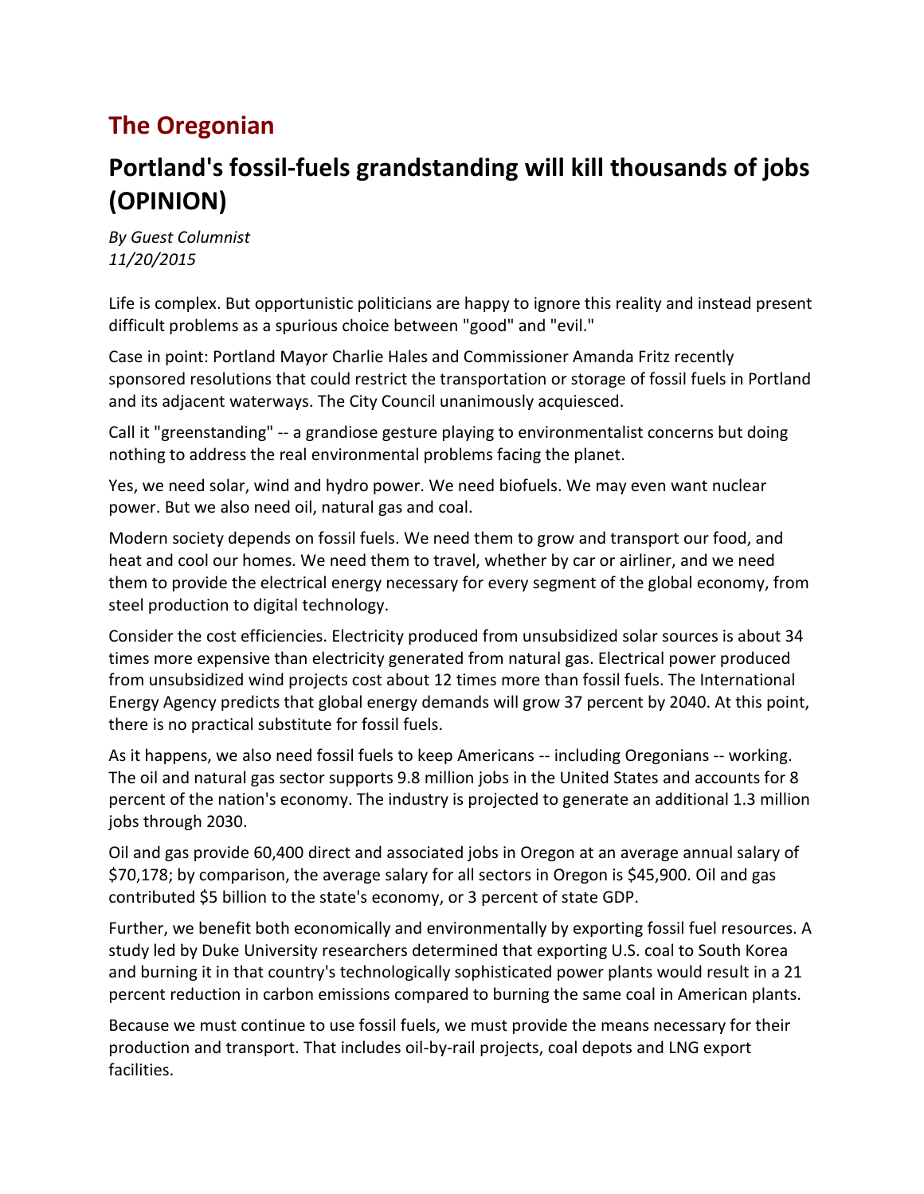# The Oregonian

## Portland's fossil-fuels grandstanding will kill thousands of jobs (OPINION)

*By Guest Columnist*
*11/20/2015*

Life is complex. But opportunistic politicians are happy to ignore this reality and instead present difficult problems as a spurious choice between "good" and "evil."

Case in point: Portland Mayor Charlie Hales and Commissioner Amanda Fritz recently sponsored resolutions that could restrict the transportation or storage of fossil fuels in Portland and its adjacent waterways. The City Council unanimously acquiesced.

Call it "greenstanding" -- a grandiose gesture playing to environmentalist concerns but doing nothing to address the real environmental problems facing the planet.

Yes, we need solar, wind and hydro power. We need biofuels. We may even want nuclear power. But we also need oil, natural gas and coal.

Modern society depends on fossil fuels. We need them to grow and transport our food, and heat and cool our homes. We need them to travel, whether by car or airliner, and we need them to provide the electrical energy necessary for every segment of the global economy, from steel production to digital technology.

Consider the cost efficiencies. Electricity produced from unsubsidized solar sources is about 34 times more expensive than electricity generated from natural gas. Electrical power produced from unsubsidized wind projects cost about 12 times more than fossil fuels. The International Energy Agency predicts that global energy demands will grow 37 percent by 2040. At this point, there is no practical substitute for fossil fuels.

As it happens, we also need fossil fuels to keep Americans -- including Oregonians -- working. The oil and natural gas sector supports 9.8 million jobs in the United States and accounts for 8 percent of the nation's economy. The industry is projected to generate an additional 1.3 million jobs through 2030.

Oil and gas provide 60,400 direct and associated jobs in Oregon at an average annual salary of $70,178; by comparison, the average salary for all sectors in Oregon is $45,900. Oil and gas contributed $5 billion to the state's economy, or 3 percent of state GDP.

Further, we benefit both economically and environmentally by exporting fossil fuel resources. A study led by Duke University researchers determined that exporting U.S. coal to South Korea and burning it in that country's technologically sophisticated power plants would result in a 21 percent reduction in carbon emissions compared to burning the same coal in American plants.

Because we must continue to use fossil fuels, we must provide the means necessary for their production and transport. That includes oil-by-rail projects, coal depots and LNG export facilities.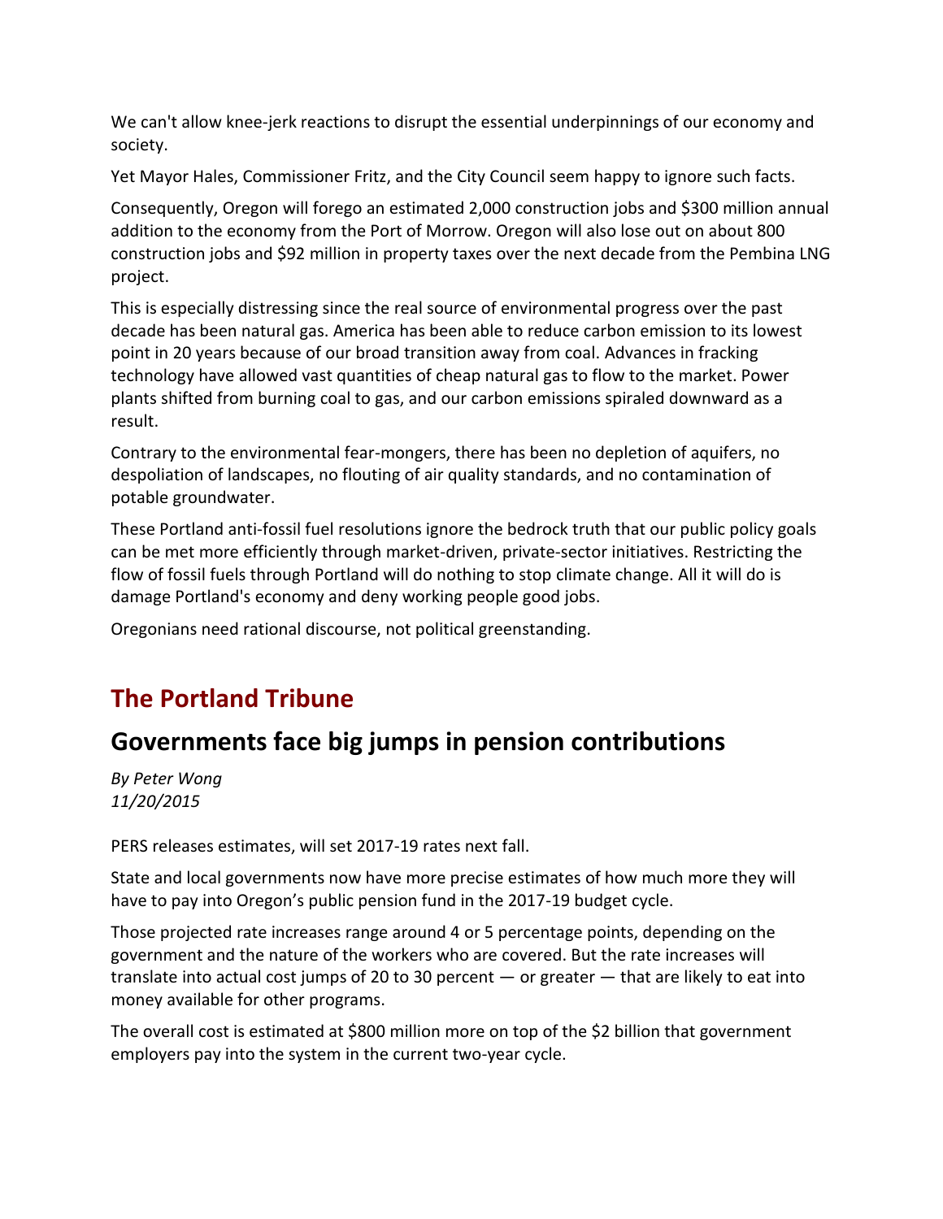We can't allow knee-jerk reactions to disrupt the essential underpinnings of our economy and society.

Yet Mayor Hales, Commissioner Fritz, and the City Council seem happy to ignore such facts.

Consequently, Oregon will forego an estimated 2,000 construction jobs and $300 million annual addition to the economy from the Port of Morrow. Oregon will also lose out on about 800 construction jobs and $92 million in property taxes over the next decade from the Pembina LNG project.

This is especially distressing since the real source of environmental progress over the past decade has been natural gas. America has been able to reduce carbon emission to its lowest point in 20 years because of our broad transition away from coal. Advances in fracking technology have allowed vast quantities of cheap natural gas to flow to the market. Power plants shifted from burning coal to gas, and our carbon emissions spiraled downward as a result.

Contrary to the environmental fear-mongers, there has been no depletion of aquifers, no despoliation of landscapes, no flouting of air quality standards, and no contamination of potable groundwater.

These Portland anti-fossil fuel resolutions ignore the bedrock truth that our public policy goals can be met more efficiently through market-driven, private-sector initiatives. Restricting the flow of fossil fuels through Portland will do nothing to stop climate change. All it will do is damage Portland's economy and deny working people good jobs.

Oregonians need rational discourse, not political greenstanding.

# The Portland Tribune

## Governments face big jumps in pension contributions

*By Peter Wong*
*11/20/2015*

PERS releases estimates, will set 2017-19 rates next fall.

State and local governments now have more precise estimates of how much more they will have to pay into Oregon's public pension fund in the 2017-19 budget cycle.

Those projected rate increases range around 4 or 5 percentage points, depending on the government and the nature of the workers who are covered. But the rate increases will translate into actual cost jumps of 20 to 30 percent — or greater — that are likely to eat into money available for other programs.

The overall cost is estimated at $800 million more on top of the $2 billion that government employers pay into the system in the current two-year cycle.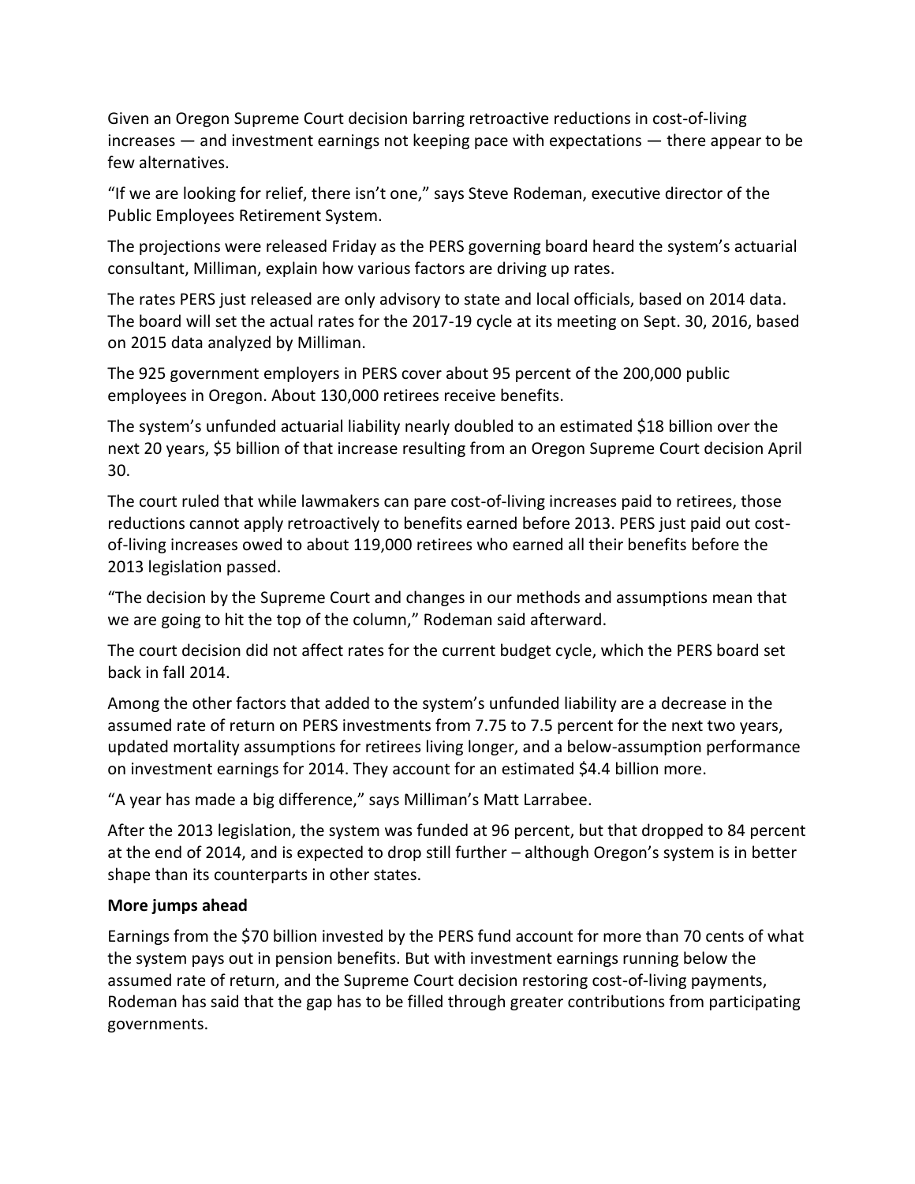Given an Oregon Supreme Court decision barring retroactive reductions in cost-of-living increases — and investment earnings not keeping pace with expectations — there appear to be few alternatives.

"If we are looking for relief, there isn't one," says Steve Rodeman, executive director of the Public Employees Retirement System.

The projections were released Friday as the PERS governing board heard the system's actuarial consultant, Milliman, explain how various factors are driving up rates.

The rates PERS just released are only advisory to state and local officials, based on 2014 data. The board will set the actual rates for the 2017-19 cycle at its meeting on Sept. 30, 2016, based on 2015 data analyzed by Milliman.

The 925 government employers in PERS cover about 95 percent of the 200,000 public employees in Oregon. About 130,000 retirees receive benefits.

The system's unfunded actuarial liability nearly doubled to an estimated $18 billion over the next 20 years, $5 billion of that increase resulting from an Oregon Supreme Court decision April 30.

The court ruled that while lawmakers can pare cost-of-living increases paid to retirees, those reductions cannot apply retroactively to benefits earned before 2013. PERS just paid out cost-of-living increases owed to about 119,000 retirees who earned all their benefits before the 2013 legislation passed.

"The decision by the Supreme Court and changes in our methods and assumptions mean that we are going to hit the top of the column," Rodeman said afterward.

The court decision did not affect rates for the current budget cycle, which the PERS board set back in fall 2014.

Among the other factors that added to the system's unfunded liability are a decrease in the assumed rate of return on PERS investments from 7.75 to 7.5 percent for the next two years, updated mortality assumptions for retirees living longer, and a below-assumption performance on investment earnings for 2014. They account for an estimated $4.4 billion more.

"A year has made a big difference," says Milliman's Matt Larrabee.

After the 2013 legislation, the system was funded at 96 percent, but that dropped to 84 percent at the end of 2014, and is expected to drop still further – although Oregon's system is in better shape than its counterparts in other states.

**More jumps ahead**

Earnings from the $70 billion invested by the PERS fund account for more than 70 cents of what the system pays out in pension benefits. But with investment earnings running below the assumed rate of return, and the Supreme Court decision restoring cost-of-living payments, Rodeman has said that the gap has to be filled through greater contributions from participating governments.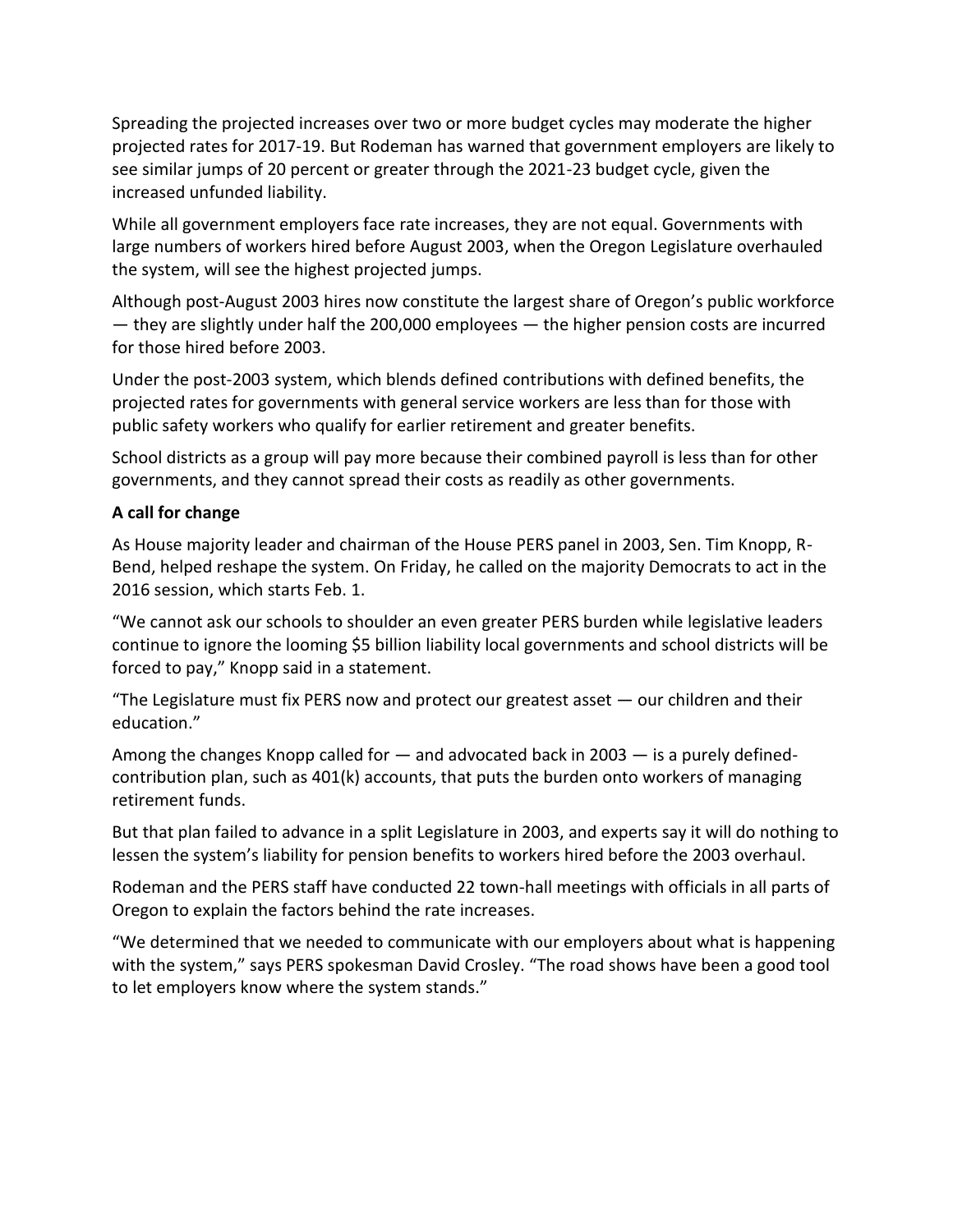Spreading the projected increases over two or more budget cycles may moderate the higher projected rates for 2017-19. But Rodeman has warned that government employers are likely to see similar jumps of 20 percent or greater through the 2021-23 budget cycle, given the increased unfunded liability.

While all government employers face rate increases, they are not equal. Governments with large numbers of workers hired before August 2003, when the Oregon Legislature overhauled the system, will see the highest projected jumps.

Although post-August 2003 hires now constitute the largest share of Oregon's public workforce — they are slightly under half the 200,000 employees — the higher pension costs are incurred for those hired before 2003.

Under the post-2003 system, which blends defined contributions with defined benefits, the projected rates for governments with general service workers are less than for those with public safety workers who qualify for earlier retirement and greater benefits.

School districts as a group will pay more because their combined payroll is less than for other governments, and they cannot spread their costs as readily as other governments.

**A call for change**

As House majority leader and chairman of the House PERS panel in 2003, Sen. Tim Knopp, R-Bend, helped reshape the system. On Friday, he called on the majority Democrats to act in the 2016 session, which starts Feb. 1.

"We cannot ask our schools to shoulder an even greater PERS burden while legislative leaders continue to ignore the looming $5 billion liability local governments and school districts will be forced to pay," Knopp said in a statement.

"The Legislature must fix PERS now and protect our greatest asset — our children and their education."

Among the changes Knopp called for — and advocated back in 2003 — is a purely defined-contribution plan, such as 401(k) accounts, that puts the burden onto workers of managing retirement funds.

But that plan failed to advance in a split Legislature in 2003, and experts say it will do nothing to lessen the system's liability for pension benefits to workers hired before the 2003 overhaul.

Rodeman and the PERS staff have conducted 22 town-hall meetings with officials in all parts of Oregon to explain the factors behind the rate increases.

"We determined that we needed to communicate with our employers about what is happening with the system," says PERS spokesman David Crosley. "The road shows have been a good tool to let employers know where the system stands."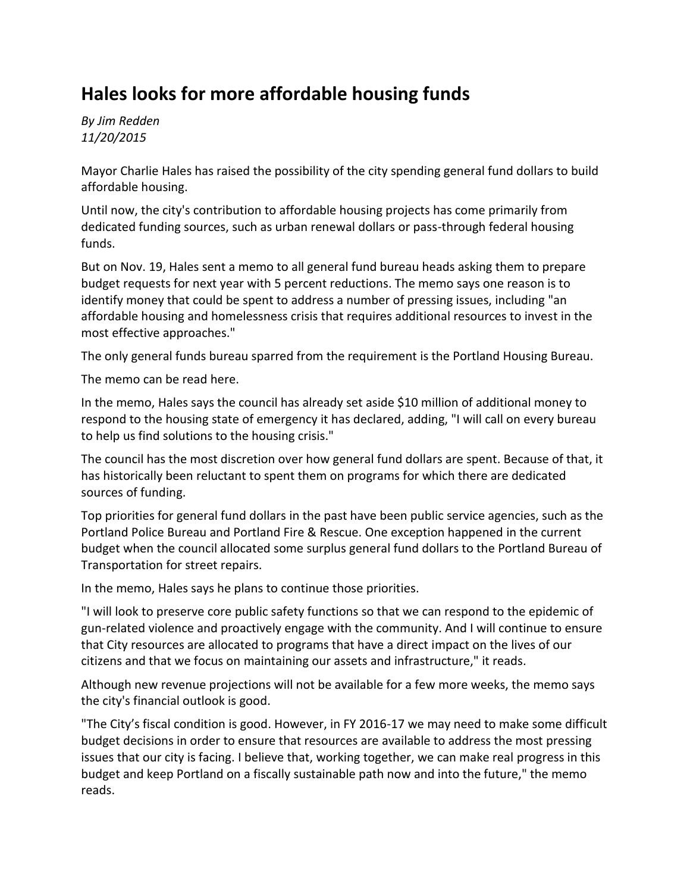# Hales looks for more affordable housing funds

*By Jim Redden*
*11/20/2015*

Mayor Charlie Hales has raised the possibility of the city spending general fund dollars to build affordable housing.

Until now, the city's contribution to affordable housing projects has come primarily from dedicated funding sources, such as urban renewal dollars or pass-through federal housing funds.

But on Nov. 19, Hales sent a memo to all general fund bureau heads asking them to prepare budget requests for next year with 5 percent reductions. The memo says one reason is to identify money that could be spent to address a number of pressing issues, including "an affordable housing and homelessness crisis that requires additional resources to invest in the most effective approaches."

The only general funds bureau sparred from the requirement is the Portland Housing Bureau.

The memo can be read here.

In the memo, Hales says the council has already set aside $10 million of additional money to respond to the housing state of emergency it has declared, adding, "I will call on every bureau to help us find solutions to the housing crisis."

The council has the most discretion over how general fund dollars are spent. Because of that, it has historically been reluctant to spent them on programs for which there are dedicated sources of funding.

Top priorities for general fund dollars in the past have been public service agencies, such as the Portland Police Bureau and Portland Fire & Rescue. One exception happened in the current budget when the council allocated some surplus general fund dollars to the Portland Bureau of Transportation for street repairs.

In the memo, Hales says he plans to continue those priorities.

"I will look to preserve core public safety functions so that we can respond to the epidemic of gun-related violence and proactively engage with the community. And I will continue to ensure that City resources are allocated to programs that have a direct impact on the lives of our citizens and that we focus on maintaining our assets and infrastructure," it reads.

Although new revenue projections will not be available for a few more weeks, the memo says the city's financial outlook is good.

"The City's fiscal condition is good. However, in FY 2016-17 we may need to make some difficult budget decisions in order to ensure that resources are available to address the most pressing issues that our city is facing. I believe that, working together, we can make real progress in this budget and keep Portland on a fiscally sustainable path now and into the future," the memo reads.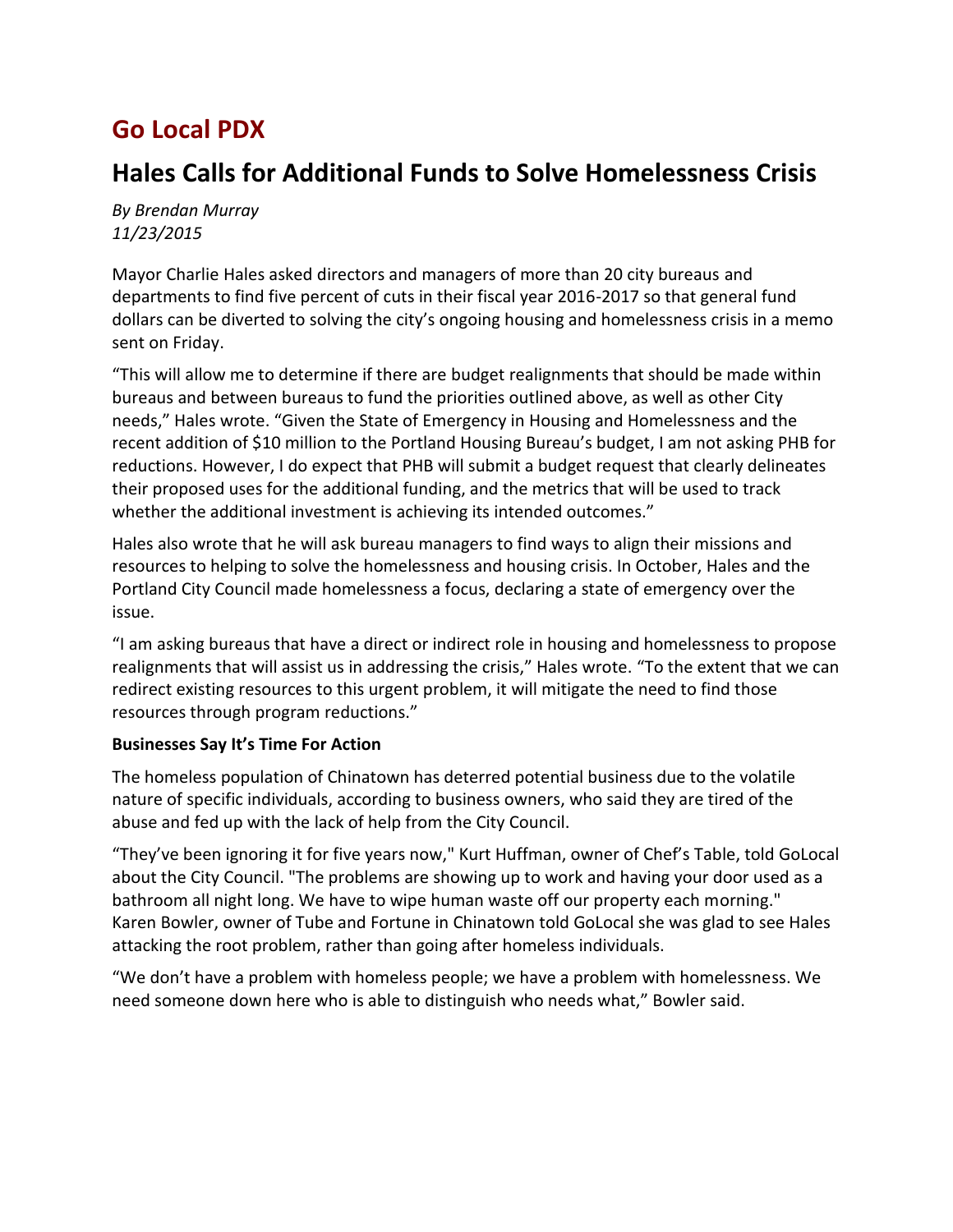# Go Local PDX

## Hales Calls for Additional Funds to Solve Homelessness Crisis

*By Brendan Murray*
*11/23/2015*

Mayor Charlie Hales asked directors and managers of more than 20 city bureaus and departments to find five percent of cuts in their fiscal year 2016-2017 so that general fund dollars can be diverted to solving the city's ongoing housing and homelessness crisis in a memo sent on Friday.

"This will allow me to determine if there are budget realignments that should be made within bureaus and between bureaus to fund the priorities outlined above, as well as other City needs," Hales wrote. "Given the State of Emergency in Housing and Homelessness and the recent addition of $10 million to the Portland Housing Bureau's budget, I am not asking PHB for reductions. However, I do expect that PHB will submit a budget request that clearly delineates their proposed uses for the additional funding, and the metrics that will be used to track whether the additional investment is achieving its intended outcomes."

Hales also wrote that he will ask bureau managers to find ways to align their missions and resources to helping to solve the homelessness and housing crisis. In October, Hales and the Portland City Council made homelessness a focus, declaring a state of emergency over the issue.

"I am asking bureaus that have a direct or indirect role in housing and homelessness to propose realignments that will assist us in addressing the crisis," Hales wrote. "To the extent that we can redirect existing resources to this urgent problem, it will mitigate the need to find those resources through program reductions."

**Businesses Say It's Time For Action**

The homeless population of Chinatown has deterred potential business due to the volatile nature of specific individuals, according to business owners, who said they are tired of the abuse and fed up with the lack of help from the City Council.

"They've been ignoring it for five years now," Kurt Huffman, owner of Chef's Table, told GoLocal about the City Council. "The problems are showing up to work and having your door used as a bathroom all night long. We have to wipe human waste off our property each morning." Karen Bowler, owner of Tube and Fortune in Chinatown told GoLocal she was glad to see Hales attacking the root problem, rather than going after homeless individuals.

"We don't have a problem with homeless people; we have a problem with homelessness. We need someone down here who is able to distinguish who needs what," Bowler said.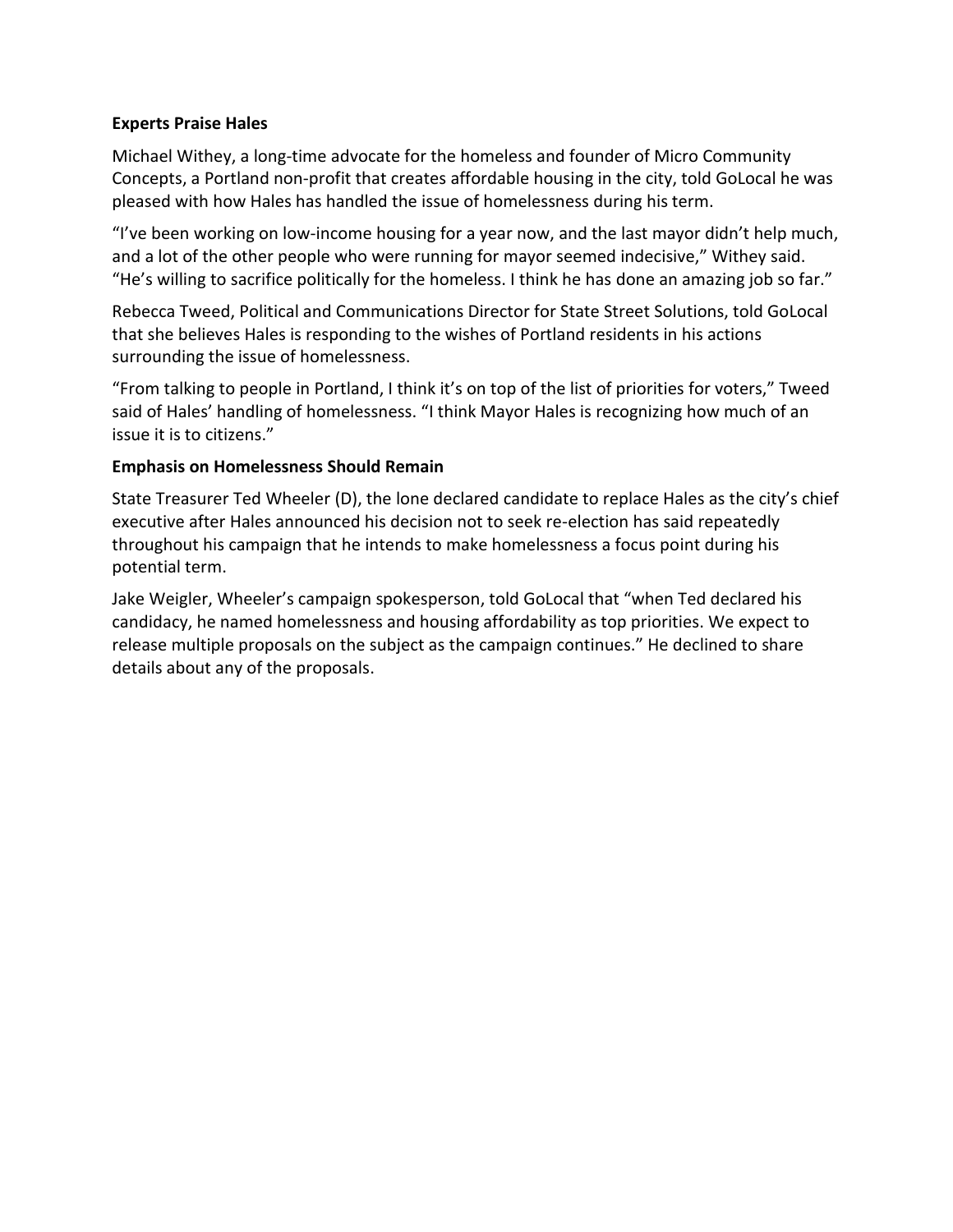**Experts Praise Hales**

Michael Withey, a long-time advocate for the homeless and founder of Micro Community Concepts, a Portland non-profit that creates affordable housing in the city, told GoLocal he was pleased with how Hales has handled the issue of homelessness during his term.

"I've been working on low-income housing for a year now, and the last mayor didn't help much, and a lot of the other people who were running for mayor seemed indecisive," Withey said. "He's willing to sacrifice politically for the homeless. I think he has done an amazing job so far."

Rebecca Tweed, Political and Communications Director for State Street Solutions, told GoLocal that she believes Hales is responding to the wishes of Portland residents in his actions surrounding the issue of homelessness.

"From talking to people in Portland, I think it's on top of the list of priorities for voters," Tweed said of Hales' handling of homelessness. "I think Mayor Hales is recognizing how much of an issue it is to citizens."

**Emphasis on Homelessness Should Remain**

State Treasurer Ted Wheeler (D), the lone declared candidate to replace Hales as the city's chief executive after Hales announced his decision not to seek re-election has said repeatedly throughout his campaign that he intends to make homelessness a focus point during his potential term.

Jake Weigler, Wheeler's campaign spokesperson, told GoLocal that "when Ted declared his candidacy, he named homelessness and housing affordability as top priorities. We expect to release multiple proposals on the subject as the campaign continues." He declined to share details about any of the proposals.